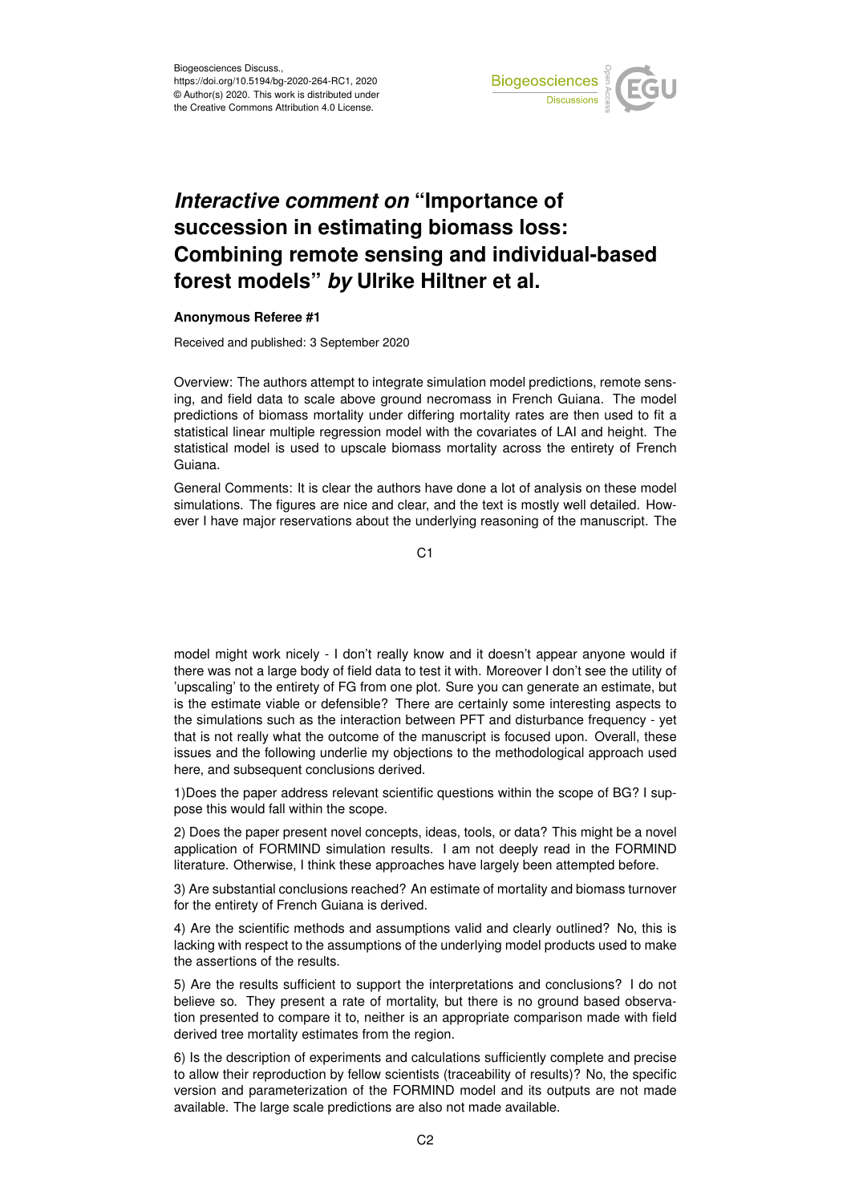Biogeosciences Discuss.,
https://doi.org/10.5194/bg-2020-264-RC1, 2020
© Author(s) 2020. This work is distributed under
the Creative Commons Attribution 4.0 License.

# *Interactive comment on* "Importance of succession in estimating biomass loss: Combining remote sensing and individual-based forest models" *by* Ulrike Hiltner et al.

### Anonymous Referee #1

Received and published: 3 September 2020

Overview: The authors attempt to integrate simulation model predictions, remote sensing, and field data to scale above ground necromass in French Guiana. The model predictions of biomass mortality under differing mortality rates are then used to fit a statistical linear multiple regression model with the covariates of LAI and height. The statistical model is used to upscale biomass mortality across the entirety of French Guiana.

General Comments: It is clear the authors have done a lot of analysis on these model simulations. The figures are nice and clear, and the text is mostly well detailed. However I have major reservations about the underlying reasoning of the manuscript. The model might work nicely - I don't really know and it doesn't appear anyone would if there was not a large body of field data to test it with. Moreover I don't see the utility of 'upscaling' to the entirety of FG from one plot. Sure you can generate an estimate, but is the estimate viable or defensible? There are certainly some interesting aspects to the simulations such as the interaction between PFT and disturbance frequency - yet that is not really what the outcome of the manuscript is focused upon. Overall, these issues and the following underlie my objections to the methodological approach used here, and subsequent conclusions derived.

1)Does the paper address relevant scientific questions within the scope of BG? I suppose this would fall within the scope.

2) Does the paper present novel concepts, ideas, tools, or data? This might be a novel application of FORMIND simulation results. I am not deeply read in the FORMIND literature. Otherwise, I think these approaches have largely been attempted before.

3) Are substantial conclusions reached? An estimate of mortality and biomass turnover for the entirety of French Guiana is derived.

4) Are the scientific methods and assumptions valid and clearly outlined? No, this is lacking with respect to the assumptions of the underlying model products used to make the assertions of the results.

5) Are the results sufficient to support the interpretations and conclusions? I do not believe so. They present a rate of mortality, but there is no ground based observation presented to compare it to, neither is an appropriate comparison made with field derived tree mortality estimates from the region.

6) Is the description of experiments and calculations sufficiently complete and precise to allow their reproduction by fellow scientists (traceability of results)? No, the specific version and parameterization of the FORMIND model and its outputs are not made available. The large scale predictions are also not made available.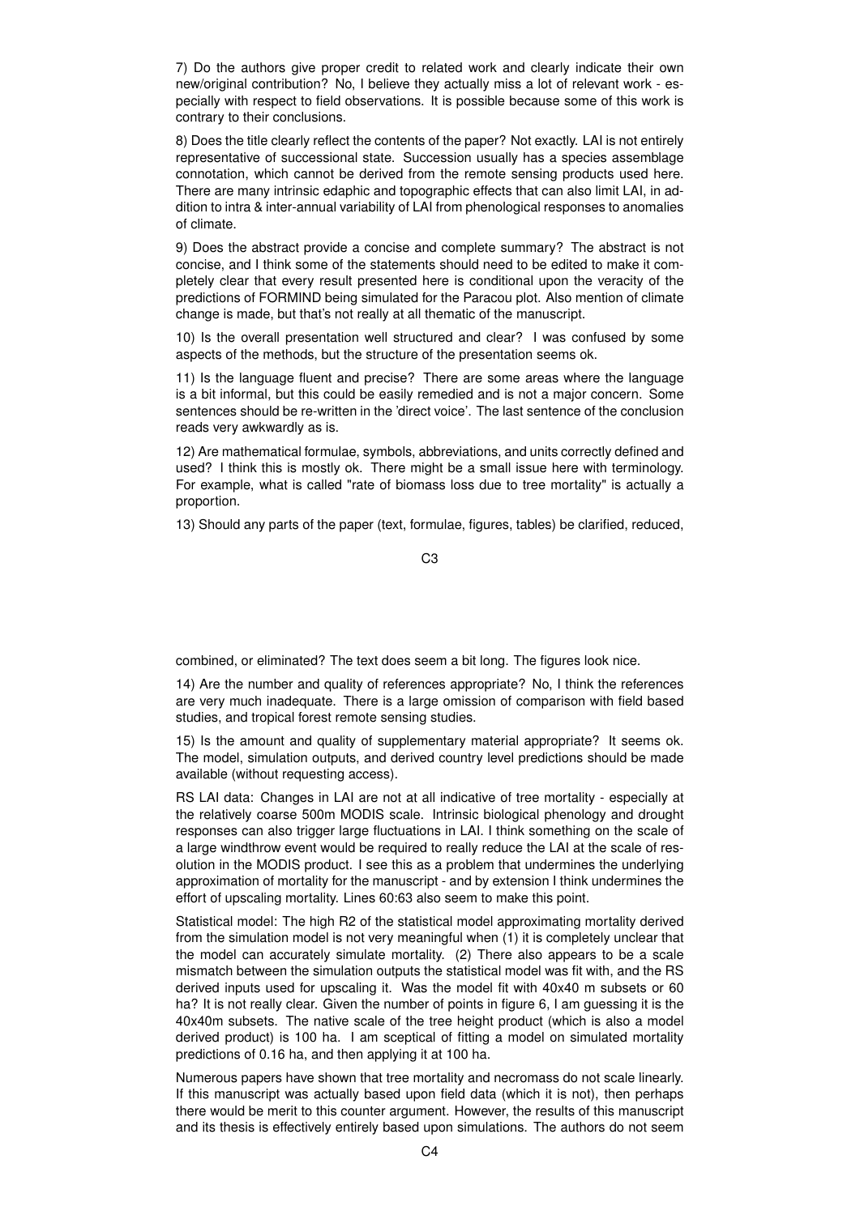7) Do the authors give proper credit to related work and clearly indicate their own new/original contribution? No, I believe they actually miss a lot of relevant work - especially with respect to field observations. It is possible because some of this work is contrary to their conclusions.

8) Does the title clearly reflect the contents of the paper? Not exactly. LAI is not entirely representative of successional state. Succession usually has a species assemblage connotation, which cannot be derived from the remote sensing products used here. There are many intrinsic edaphic and topographic effects that can also limit LAI, in addition to intra & inter-annual variability of LAI from phenological responses to anomalies of climate.

9) Does the abstract provide a concise and complete summary? The abstract is not concise, and I think some of the statements should need to be edited to make it completely clear that every result presented here is conditional upon the veracity of the predictions of FORMIND being simulated for the Paracou plot. Also mention of climate change is made, but that's not really at all thematic of the manuscript.

10) Is the overall presentation well structured and clear? I was confused by some aspects of the methods, but the structure of the presentation seems ok.

11) Is the language fluent and precise? There are some areas where the language is a bit informal, but this could be easily remedied and is not a major concern. Some sentences should be re-written in the 'direct voice'. The last sentence of the conclusion reads very awkwardly as is.

12) Are mathematical formulae, symbols, abbreviations, and units correctly defined and used? I think this is mostly ok. There might be a small issue here with terminology. For example, what is called "rate of biomass loss due to tree mortality" is actually a proportion.

13) Should any parts of the paper (text, formulae, figures, tables) be clarified, reduced, combined, or eliminated? The text does seem a bit long. The figures look nice.

14) Are the number and quality of references appropriate? No, I think the references are very much inadequate. There is a large omission of comparison with field based studies, and tropical forest remote sensing studies.

15) Is the amount and quality of supplementary material appropriate? It seems ok. The model, simulation outputs, and derived country level predictions should be made available (without requesting access).

RS LAI data: Changes in LAI are not at all indicative of tree mortality - especially at the relatively coarse 500m MODIS scale. Intrinsic biological phenology and drought responses can also trigger large fluctuations in LAI. I think something on the scale of a large windthrow event would be required to really reduce the LAI at the scale of resolution in the MODIS product. I see this as a problem that undermines the underlying approximation of mortality for the manuscript - and by extension I think undermines the effort of upscaling mortality. Lines 60:63 also seem to make this point.

Statistical model: The high R2 of the statistical model approximating mortality derived from the simulation model is not very meaningful when (1) it is completely unclear that the model can accurately simulate mortality. (2) There also appears to be a scale mismatch between the simulation outputs the statistical model was fit with, and the RS derived inputs used for upscaling it. Was the model fit with 40x40 m subsets or 60 ha? It is not really clear. Given the number of points in figure 6, I am guessing it is the 40x40m subsets. The native scale of the tree height product (which is also a model derived product) is 100 ha. I am sceptical of fitting a model on simulated mortality predictions of 0.16 ha, and then applying it at 100 ha.

Numerous papers have shown that tree mortality and necromass do not scale linearly. If this manuscript was actually based upon field data (which it is not), then perhaps there would be merit to this counter argument. However, the results of this manuscript and its thesis is effectively entirely based upon simulations. The authors do not seem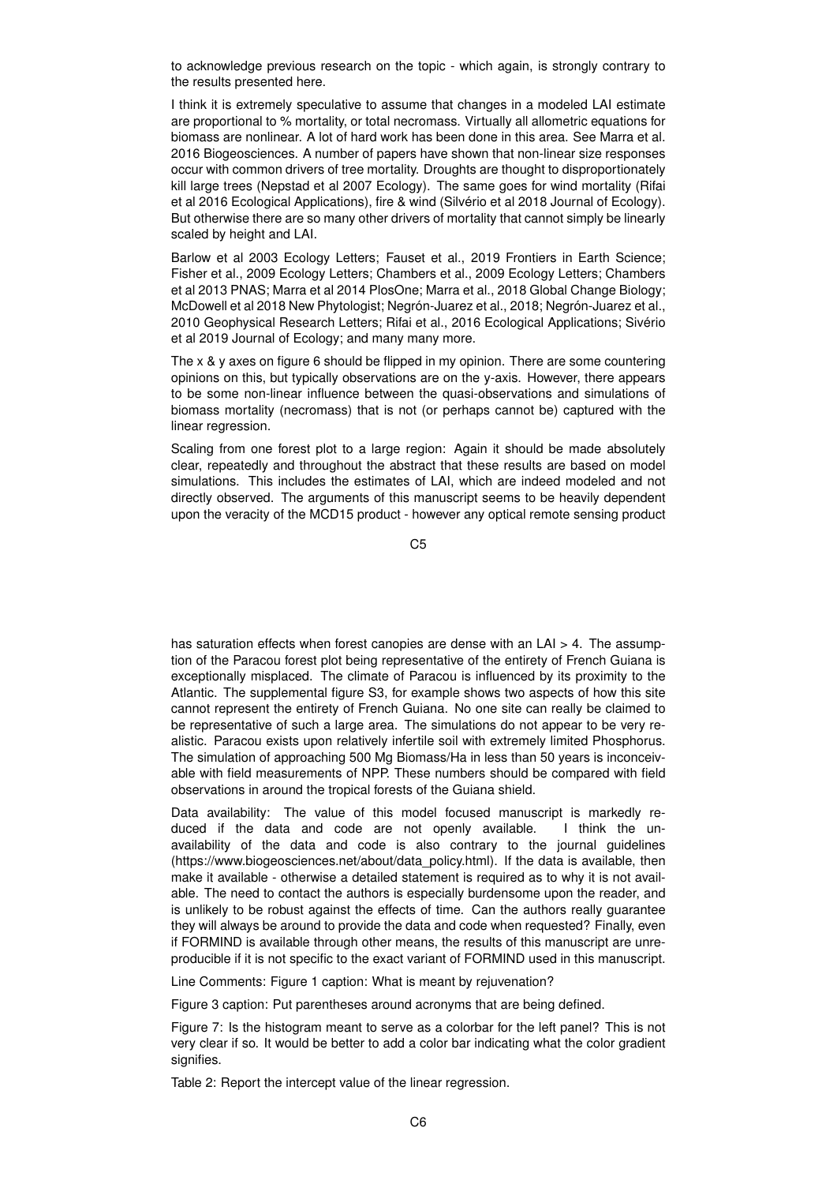to acknowledge previous research on the topic - which again, is strongly contrary to the results presented here.

I think it is extremely speculative to assume that changes in a modeled LAI estimate are proportional to % mortality, or total necromass. Virtually all allometric equations for biomass are nonlinear. A lot of hard work has been done in this area. See Marra et al. 2016 Biogeosciences. A number of papers have shown that non-linear size responses occur with common drivers of tree mortality. Droughts are thought to disproportionately kill large trees (Nepstad et al 2007 Ecology). The same goes for wind mortality (Rifai et al 2016 Ecological Applications), fire & wind (Silvério et al 2018 Journal of Ecology). But otherwise there are so many other drivers of mortality that cannot simply be linearly scaled by height and LAI.

Barlow et al 2003 Ecology Letters; Fauset et al., 2019 Frontiers in Earth Science; Fisher et al., 2009 Ecology Letters; Chambers et al., 2009 Ecology Letters; Chambers et al 2013 PNAS; Marra et al 2014 PlosOne; Marra et al., 2018 Global Change Biology; McDowell et al 2018 New Phytologist; Negrón-Juarez et al., 2018; Negrón-Juarez et al., 2010 Geophysical Research Letters; Rifai et al., 2016 Ecological Applications; Sivério et al 2019 Journal of Ecology; and many many more.

The x & y axes on figure 6 should be flipped in my opinion. There are some countering opinions on this, but typically observations are on the y-axis. However, there appears to be some non-linear influence between the quasi-observations and simulations of biomass mortality (necromass) that is not (or perhaps cannot be) captured with the linear regression.

Scaling from one forest plot to a large region: Again it should be made absolutely clear, repeatedly and throughout the abstract that these results are based on model simulations. This includes the estimates of LAI, which are indeed modeled and not directly observed. The arguments of this manuscript seems to be heavily dependent upon the veracity of the MCD15 product - however any optical remote sensing product has saturation effects when forest canopies are dense with an LAI > 4. The assumption of the Paracou forest plot being representative of the entirety of French Guiana is exceptionally misplaced. The climate of Paracou is influenced by its proximity to the Atlantic. The supplemental figure S3, for example shows two aspects of how this site cannot represent the entirety of French Guiana. No one site can really be claimed to be representative of such a large area. The simulations do not appear to be very realistic. Paracou exists upon relatively infertile soil with extremely limited Phosphorus. The simulation of approaching 500 Mg Biomass/Ha in less than 50 years is inconceivable with field measurements of NPP. These numbers should be compared with field observations in around the tropical forests of the Guiana shield.

Data availability: The value of this model focused manuscript is markedly reduced if the data and code are not openly available. I think the unavailability of the data and code is also contrary to the journal guidelines (https://www.biogeosciences.net/about/data_policy.html). If the data is available, then make it available - otherwise a detailed statement is required as to why it is not available. The need to contact the authors is especially burdensome upon the reader, and is unlikely to be robust against the effects of time. Can the authors really guarantee they will always be around to provide the data and code when requested? Finally, even if FORMIND is available through other means, the results of this manuscript are unreproducible if it is not specific to the exact variant of FORMIND used in this manuscript.

Line Comments: Figure 1 caption: What is meant by rejuvenation?

Figure 3 caption: Put parentheses around acronyms that are being defined.

Figure 7: Is the histogram meant to serve as a colorbar for the left panel? This is not very clear if so. It would be better to add a color bar indicating what the color gradient signifies.

Table 2: Report the intercept value of the linear regression.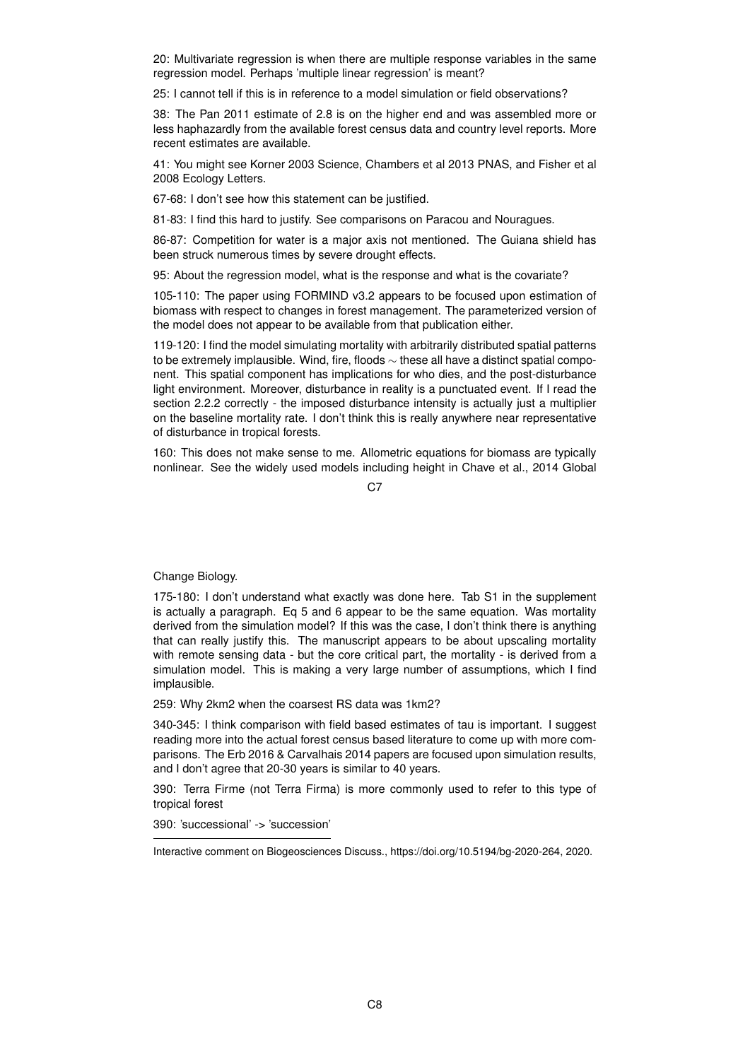20: Multivariate regression is when there are multiple response variables in the same regression model. Perhaps 'multiple linear regression' is meant?

25: I cannot tell if this is in reference to a model simulation or field observations?

38: The Pan 2011 estimate of 2.8 is on the higher end and was assembled more or less haphazardly from the available forest census data and country level reports. More recent estimates are available.

41: You might see Korner 2003 Science, Chambers et al 2013 PNAS, and Fisher et al 2008 Ecology Letters.

67-68: I don't see how this statement can be justified.

81-83: I find this hard to justify. See comparisons on Paracou and Nouragues.

86-87: Competition for water is a major axis not mentioned. The Guiana shield has been struck numerous times by severe drought effects.

95: About the regression model, what is the response and what is the covariate?

105-110: The paper using FORMIND v3.2 appears to be focused upon estimation of biomass with respect to changes in forest management. The parameterized version of the model does not appear to be available from that publication either.

119-120: I find the model simulating mortality with arbitrarily distributed spatial patterns to be extremely implausible. Wind, fire, floods ~ these all have a distinct spatial component. This spatial component has implications for who dies, and the post-disturbance light environment. Moreover, disturbance in reality is a punctuated event. If I read the section 2.2.2 correctly - the imposed disturbance intensity is actually just a multiplier on the baseline mortality rate. I don't think this is really anywhere near representative of disturbance in tropical forests.

160: This does not make sense to me. Allometric equations for biomass are typically nonlinear. See the widely used models including height in Chave et al., 2014 Global Change Biology.

175-180: I don't understand what exactly was done here. Tab S1 in the supplement is actually a paragraph. Eq 5 and 6 appear to be the same equation. Was mortality derived from the simulation model? If this was the case, I don't think there is anything that can really justify this. The manuscript appears to be about upscaling mortality with remote sensing data - but the core critical part, the mortality - is derived from a simulation model. This is making a very large number of assumptions, which I find implausible.

259: Why 2km2 when the coarsest RS data was 1km2?

340-345: I think comparison with field based estimates of tau is important. I suggest reading more into the actual forest census based literature to come up with more comparisons. The Erb 2016 & Carvalhais 2014 papers are focused upon simulation results, and I don't agree that 20-30 years is similar to 40 years.

390: Terra Firme (not Terra Firma) is more commonly used to refer to this type of tropical forest

390: 'successional' -> 'succession'

---

Interactive comment on Biogeosciences Discuss., https://doi.org/10.5194/bg-2020-264, 2020.